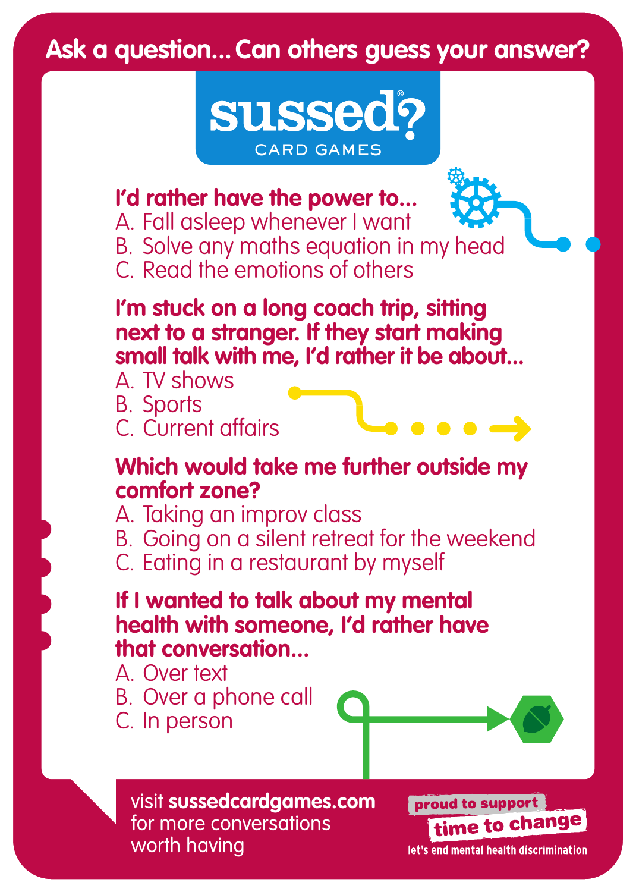## Ask a question... Can others guess your answer?

# sussed? CARD GAMES

**I'd rather have the power to...**

A. Fall asleep whenever I want
B. Solve any maths equation in my head
C. Read the emotions of others

**I'm stuck on a long coach trip, sitting next to a stranger. If they start making small talk with me, I'd rather it be about...**

A. TV shows
B. Sports
C. Current affairs

**Which would take me further outside my comfort zone?**

A. Taking an improv class
B. Going on a silent retreat for the weekend
C. Eating in a restaurant by myself

**If I wanted to talk about my mental health with someone, I'd rather have that conversation...**

A. Over text
B. Over a phone call
C. In person

visit **sussedcardgames.com** for more conversations worth having

proud to support **time to change**
let's end mental health discrimination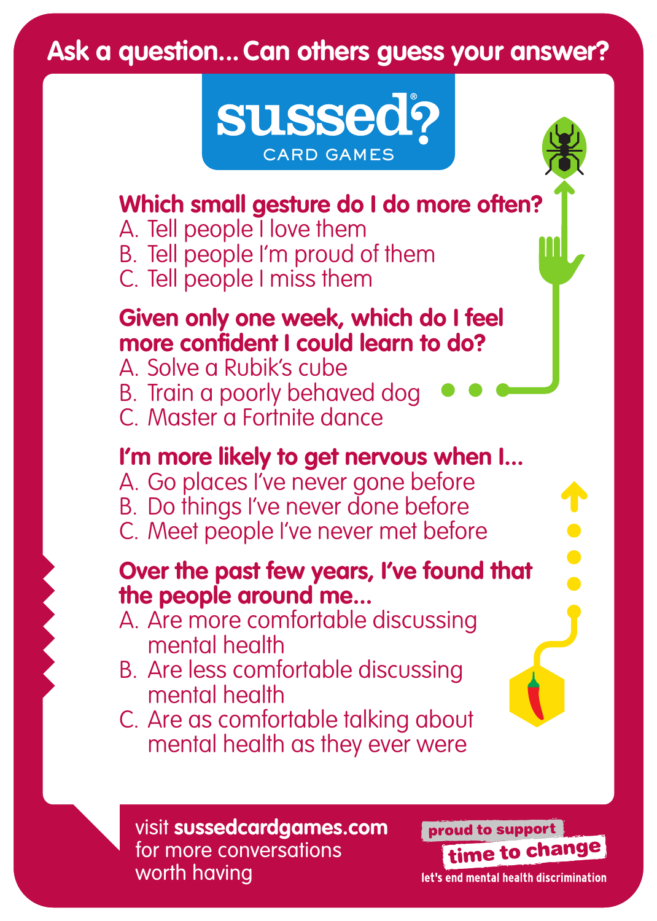Ask a question... Can others guess your answer?

# sussed? CARD GAMES

**Which small gesture do I do more often?**

A. Tell people I love them
B. Tell people I'm proud of them
C. Tell people I miss them

**Given only one week, which do I feel more confident I could learn to do?**

A. Solve a Rubik's cube
B. Train a poorly behaved dog
C. Master a Fortnite dance

**I'm more likely to get nervous when I...**

A. Go places I've never gone before
B. Do things I've never done before
C. Meet people I've never met before

**Over the past few years, I've found that the people around me...**

A. Are more comfortable discussing mental health
B. Are less comfortable discussing mental health
C. Are as comfortable talking about mental health as they ever were

visit **sussedcardgames.com** for more conversations worth having

proud to support **time to change** let's end mental health discrimination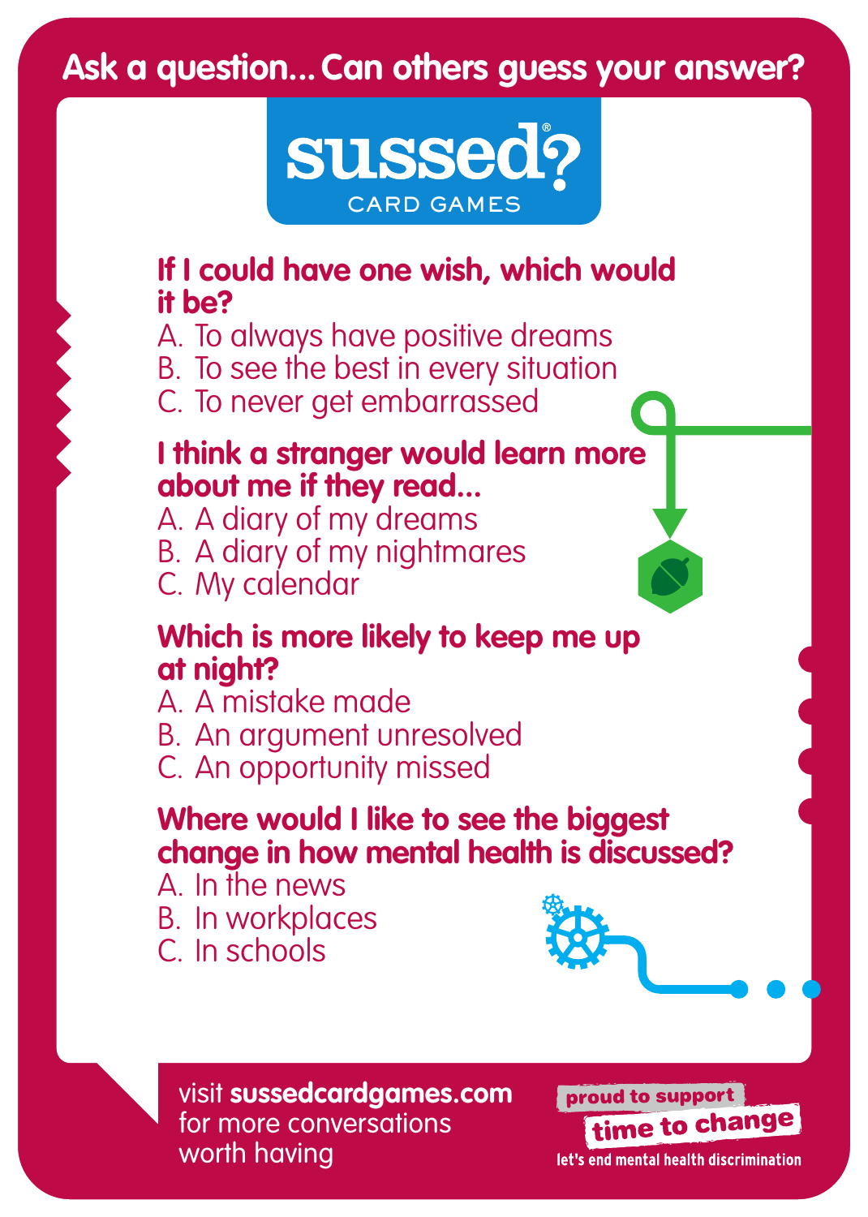Ask a question... Can others guess your answer?

**sussed?**
CARD GAMES

**If I could have one wish, which would it be?**

A. To always have positive dreams
B. To see the best in every situation
C. To never get embarrassed

**I think a stranger would learn more about me if they read...**

A. A diary of my dreams
B. A diary of my nightmares
C. My calendar

**Which is more likely to keep me up at night?**

A. A mistake made
B. An argument unresolved
C. An opportunity missed

**Where would I like to see the biggest change in how mental health is discussed?**

A. In the news
B. In workplaces
C. In schools

visit **sussedcardgames.com** for more conversations worth having

proud to support **time to change** let's end mental health discrimination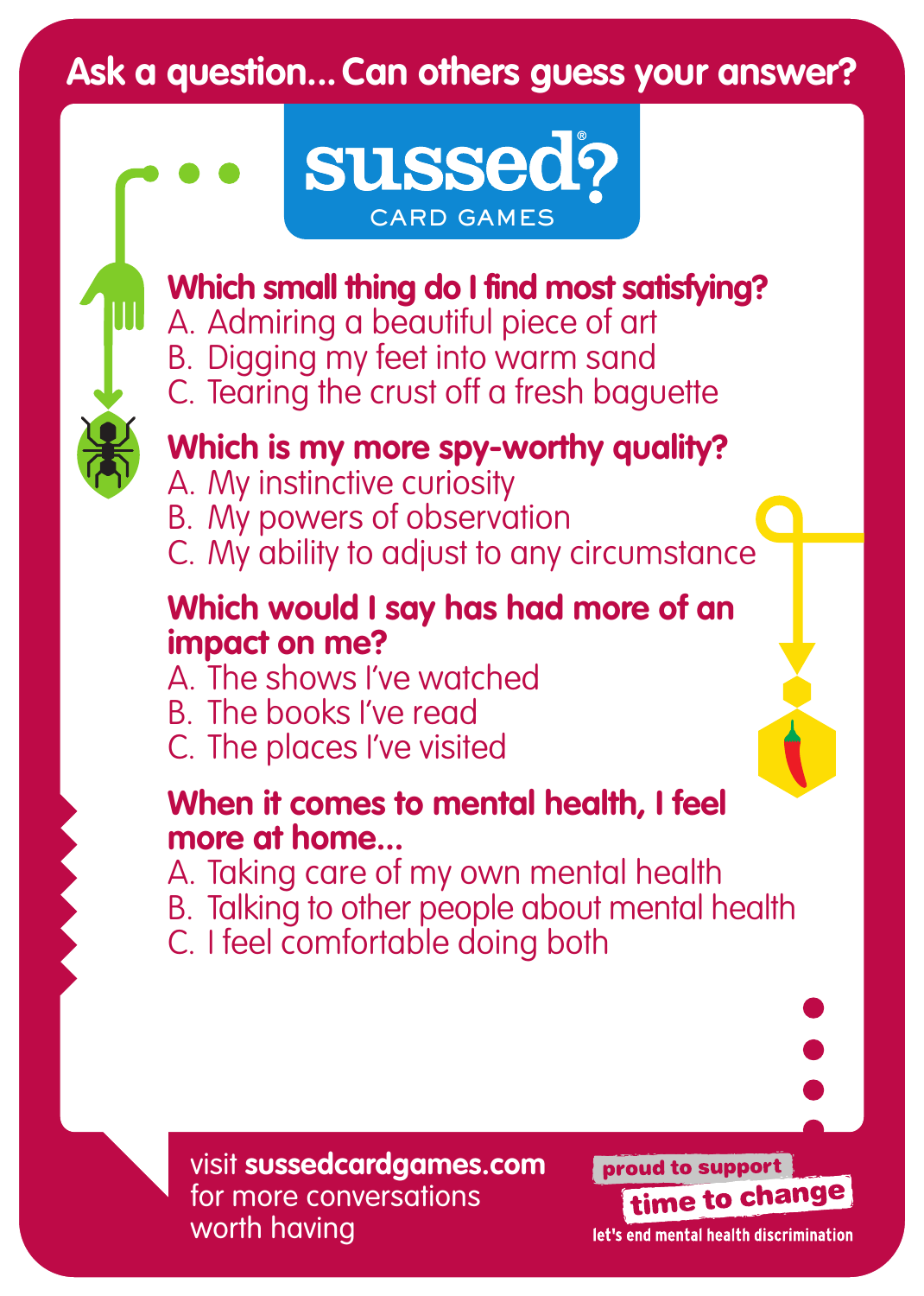Ask a question... Can others guess your answer?

sussed? CARD GAMES

**Which small thing do I find most satisfying?**
A. Admiring a beautiful piece of art
B. Digging my feet into warm sand
C. Tearing the crust off a fresh baguette

**Which is my more spy-worthy quality?**
A. My instinctive curiosity
B. My powers of observation
C. My ability to adjust to any circumstance

**Which would I say has had more of an impact on me?**
A. The shows I've watched
B. The books I've read
C. The places I've visited

**When it comes to mental health, I feel more at home...**
A. Taking care of my own mental health
B. Talking to other people about mental health
C. I feel comfortable doing both

visit **sussedcardgames.com** for more conversations worth having

proud to support time to change
let's end mental health discrimination